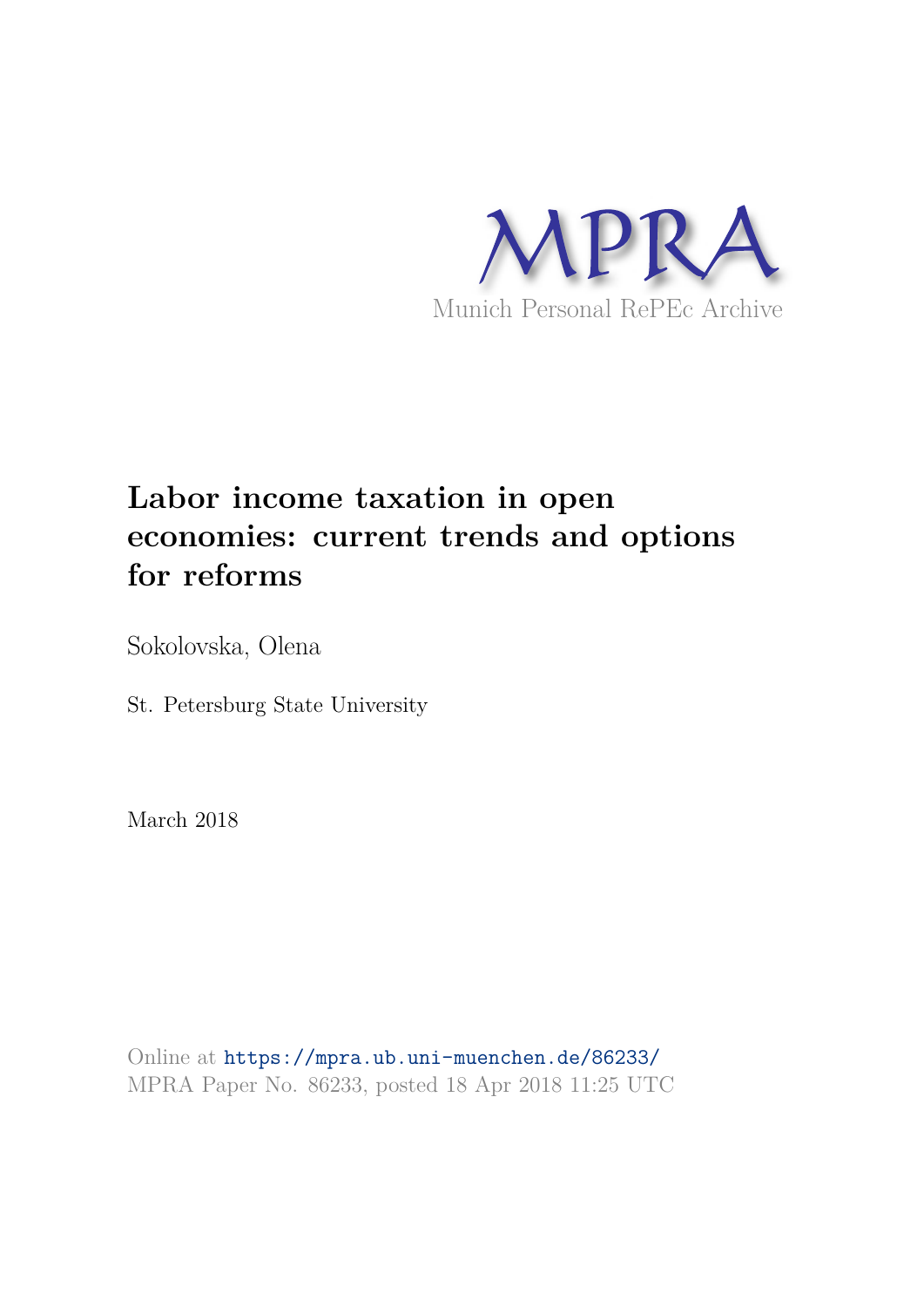MPRA

Munich Personal RePEc Archive

# Labor income taxation in open economies: current trends and options for reforms

Sokolovska, Olena

St. Petersburg State University

March 2018

Online at https://mpra.ub.uni-muenchen.de/86233/
MPRA Paper No. 86233, posted 18 Apr 2018 11:25 UTC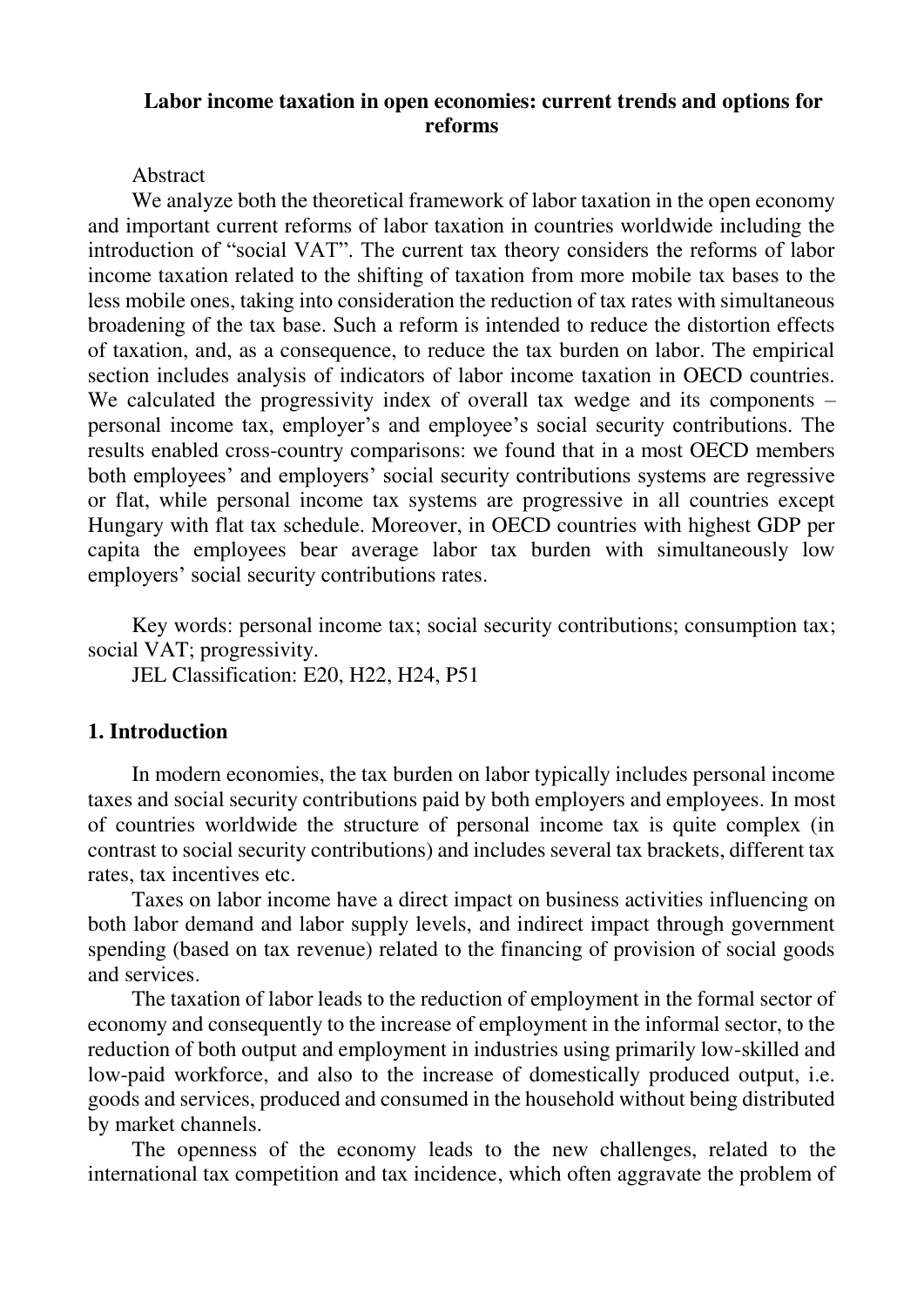**Labor income taxation in open economies: current trends and options for reforms**

Abstract

We analyze both the theoretical framework of labor taxation in the open economy and important current reforms of labor taxation in countries worldwide including the introduction of "social VAT". The current tax theory considers the reforms of labor income taxation related to the shifting of taxation from more mobile tax bases to the less mobile ones, taking into consideration the reduction of tax rates with simultaneous broadening of the tax base. Such a reform is intended to reduce the distortion effects of taxation, and, as a consequence, to reduce the tax burden on labor. The empirical section includes analysis of indicators of labor income taxation in OECD countries. We calculated the progressivity index of overall tax wedge and its components – personal income tax, employer's and employee's social security contributions. The results enabled cross-country comparisons: we found that in a most OECD members both employees' and employers' social security contributions systems are regressive or flat, while personal income tax systems are progressive in all countries except Hungary with flat tax schedule. Moreover, in OECD countries with highest GDP per capita the employees bear average labor tax burden with simultaneously low employers' social security contributions rates.

Key words: personal income tax; social security contributions; consumption tax; social VAT; progressivity.

JEL Classification: E20, H22, H24, P51

## 1. Introduction

In modern economies, the tax burden on labor typically includes personal income taxes and social security contributions paid by both employers and employees. In most of countries worldwide the structure of personal income tax is quite complex (in contrast to social security contributions) and includes several tax brackets, different tax rates, tax incentives etc.

Taxes on labor income have a direct impact on business activities influencing on both labor demand and labor supply levels, and indirect impact through government spending (based on tax revenue) related to the financing of provision of social goods and services.

The taxation of labor leads to the reduction of employment in the formal sector of economy and consequently to the increase of employment in the informal sector, to the reduction of both output and employment in industries using primarily low-skilled and low-paid workforce, and also to the increase of domestically produced output, i.e. goods and services, produced and consumed in the household without being distributed by market channels.

The openness of the economy leads to the new challenges, related to the international tax competition and tax incidence, which often aggravate the problem of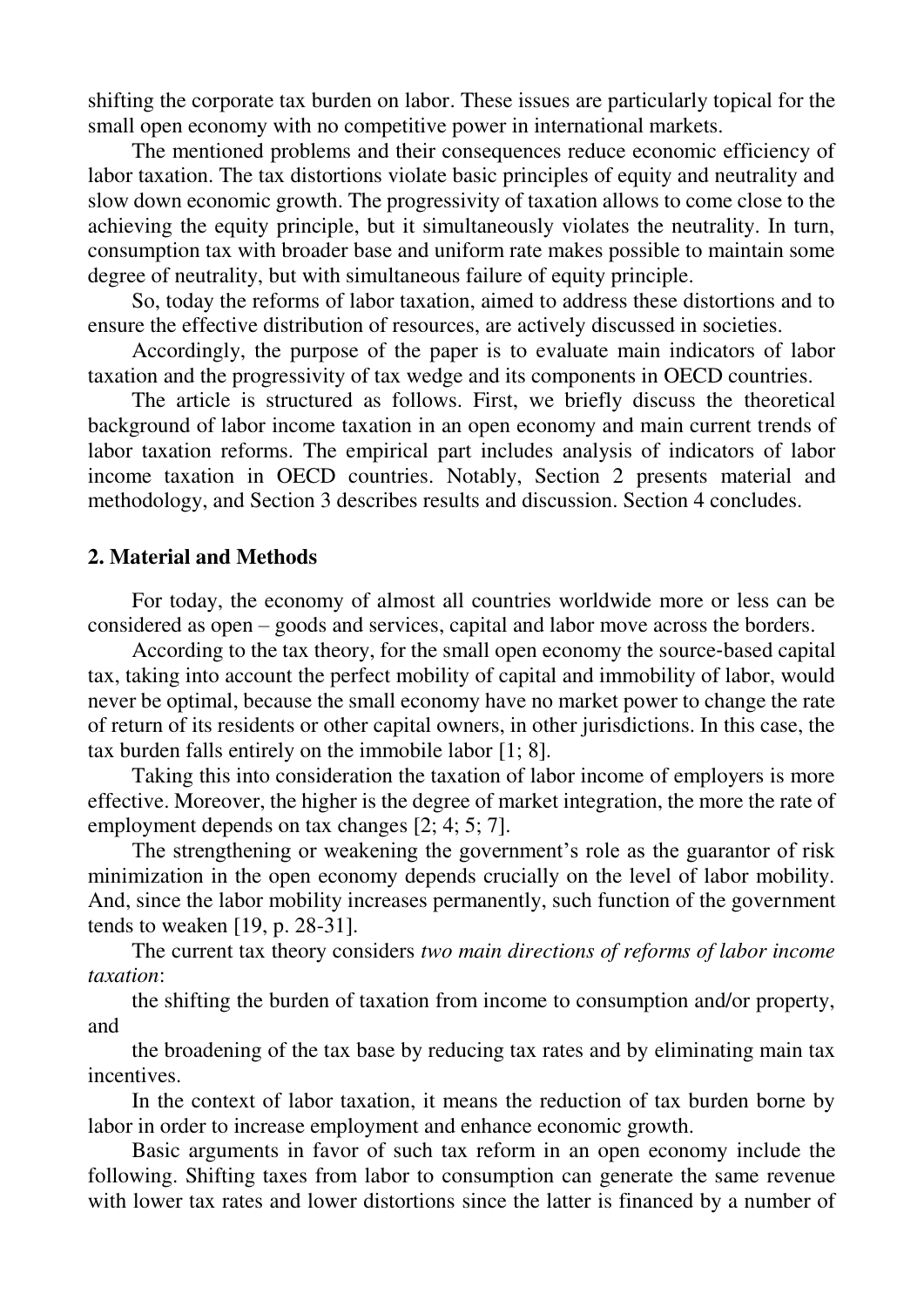shifting the corporate tax burden on labor. These issues are particularly topical for the small open economy with no competitive power in international markets.

The mentioned problems and their consequences reduce economic efficiency of labor taxation. The tax distortions violate basic principles of equity and neutrality and slow down economic growth. The progressivity of taxation allows to come close to the achieving the equity principle, but it simultaneously violates the neutrality. In turn, consumption tax with broader base and uniform rate makes possible to maintain some degree of neutrality, but with simultaneous failure of equity principle.

So, today the reforms of labor taxation, aimed to address these distortions and to ensure the effective distribution of resources, are actively discussed in societies.

Accordingly, the purpose of the paper is to evaluate main indicators of labor taxation and the progressivity of tax wedge and its components in OECD countries.

The article is structured as follows. First, we briefly discuss the theoretical background of labor income taxation in an open economy and main current trends of labor taxation reforms. The empirical part includes analysis of indicators of labor income taxation in OECD countries. Notably, Section 2 presents material and methodology, and Section 3 describes results and discussion. Section 4 concludes.

## 2. Material and Methods

For today, the economy of almost all countries worldwide more or less can be considered as open – goods and services, capital and labor move across the borders.

According to the tax theory, for the small open economy the source-based capital tax, taking into account the perfect mobility of capital and immobility of labor, would never be optimal, because the small economy have no market power to change the rate of return of its residents or other capital owners, in other jurisdictions. In this case, the tax burden falls entirely on the immobile labor [1; 8].

Taking this into consideration the taxation of labor income of employers is more effective. Moreover, the higher is the degree of market integration, the more the rate of employment depends on tax changes [2; 4; 5; 7].

The strengthening or weakening the government's role as the guarantor of risk minimization in the open economy depends crucially on the level of labor mobility. And, since the labor mobility increases permanently, such function of the government tends to weaken [19, p. 28-31].

The current tax theory considers *two main directions of reforms of labor income taxation*:

the shifting the burden of taxation from income to consumption and/or property, and

the broadening of the tax base by reducing tax rates and by eliminating main tax incentives.

In the context of labor taxation, it means the reduction of tax burden borne by labor in order to increase employment and enhance economic growth.

Basic arguments in favor of such tax reform in an open economy include the following. Shifting taxes from labor to consumption can generate the same revenue with lower tax rates and lower distortions since the latter is financed by a number of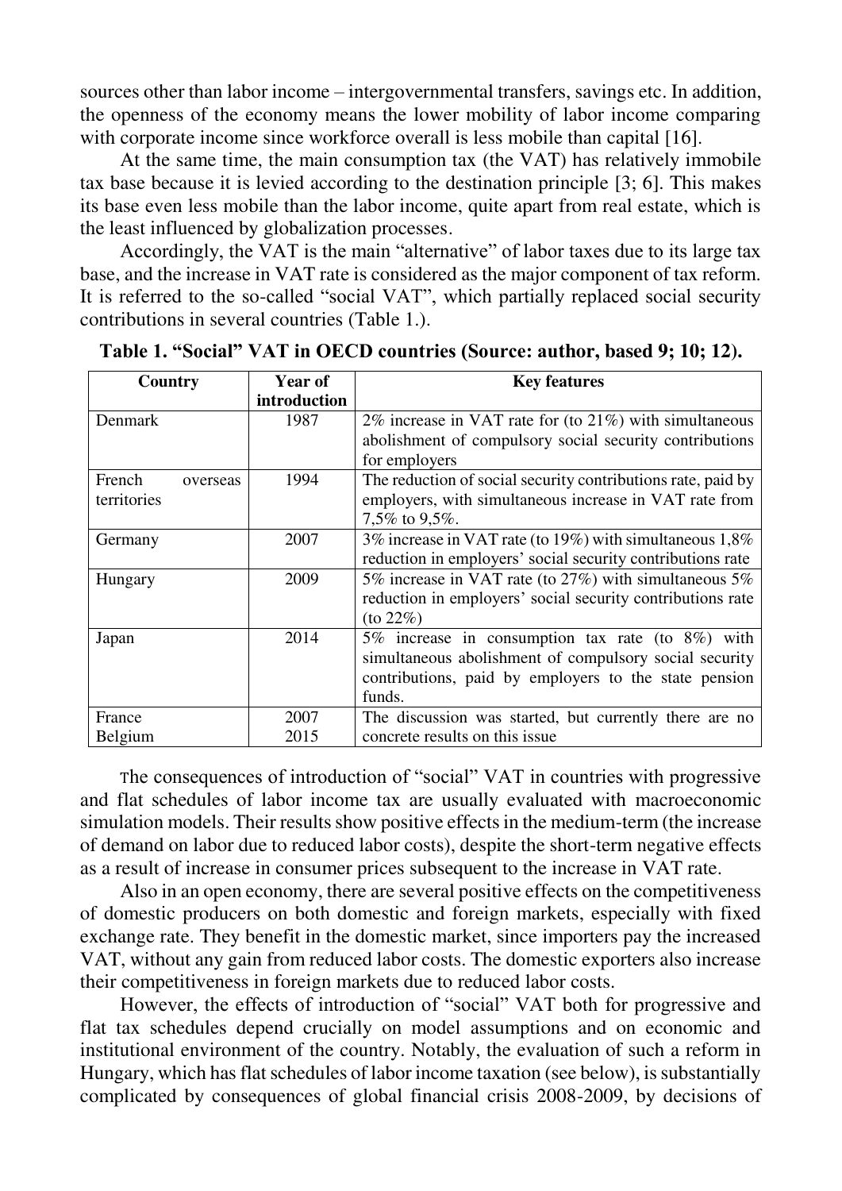sources other than labor income – intergovernmental transfers, savings etc. In addition, the openness of the economy means the lower mobility of labor income comparing with corporate income since workforce overall is less mobile than capital [16].

At the same time, the main consumption tax (the VAT) has relatively immobile tax base because it is levied according to the destination principle [3; 6]. This makes its base even less mobile than the labor income, quite apart from real estate, which is the least influenced by globalization processes.

Accordingly, the VAT is the main "alternative" of labor taxes due to its large tax base, and the increase in VAT rate is considered as the major component of tax reform. It is referred to the so-called "social VAT", which partially replaced social security contributions in several countries (Table 1.).

**Table 1. "Social" VAT in OECD countries (Source: author, based 9; 10; 12).**

| Country | Year of introduction | Key features |
|---|---|---|
| Denmark | 1987 | 2% increase in VAT rate for (to 21%) with simultaneous abolishment of compulsory social security contributions for employers |
| French overseas territories | 1994 | The reduction of social security contributions rate, paid by employers, with simultaneous increase in VAT rate from 7,5% to 9,5%. |
| Germany | 2007 | 3% increase in VAT rate (to 19%) with simultaneous 1,8% reduction in employers' social security contributions rate |
| Hungary | 2009 | 5% increase in VAT rate (to 27%) with simultaneous 5% reduction in employers' social security contributions rate (to 22%) |
| Japan | 2014 | 5% increase in consumption tax rate (to 8%) with simultaneous abolishment of compulsory social security contributions, paid by employers to the state pension funds. |
| France<br>Belgium | 2007<br>2015 | The discussion was started, but currently there are no concrete results on this issue |

The consequences of introduction of "social" VAT in countries with progressive and flat schedules of labor income tax are usually evaluated with macroeconomic simulation models. Their results show positive effects in the medium-term (the increase of demand on labor due to reduced labor costs), despite the short-term negative effects as a result of increase in consumer prices subsequent to the increase in VAT rate.

Also in an open economy, there are several positive effects on the competitiveness of domestic producers on both domestic and foreign markets, especially with fixed exchange rate. They benefit in the domestic market, since importers pay the increased VAT, without any gain from reduced labor costs. The domestic exporters also increase their competitiveness in foreign markets due to reduced labor costs.

However, the effects of introduction of "social" VAT both for progressive and flat tax schedules depend crucially on model assumptions and on economic and institutional environment of the country. Notably, the evaluation of such a reform in Hungary, which has flat schedules of labor income taxation (see below), is substantially complicated by consequences of global financial crisis 2008-2009, by decisions of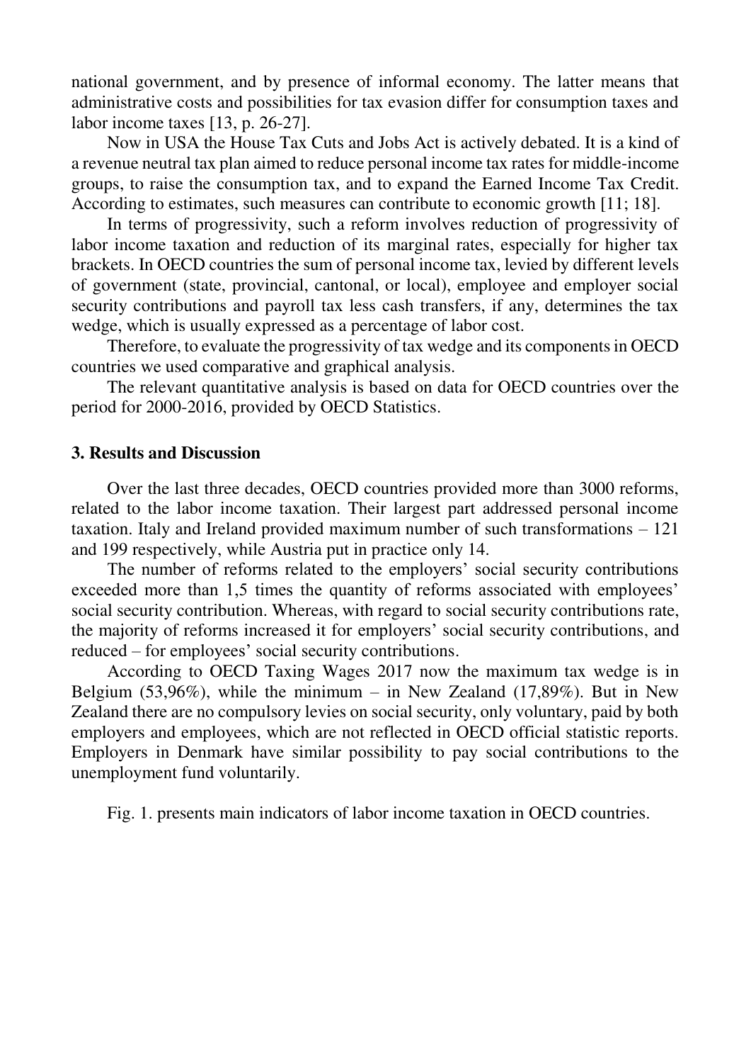national government, and by presence of informal economy. The latter means that administrative costs and possibilities for tax evasion differ for consumption taxes and labor income taxes [13, p. 26-27].

Now in USA the House Tax Cuts and Jobs Act is actively debated. It is a kind of a revenue neutral tax plan aimed to reduce personal income tax rates for middle-income groups, to raise the consumption tax, and to expand the Earned Income Tax Credit. According to estimates, such measures can contribute to economic growth [11; 18].

In terms of progressivity, such a reform involves reduction of progressivity of labor income taxation and reduction of its marginal rates, especially for higher tax brackets. In OECD countries the sum of personal income tax, levied by different levels of government (state, provincial, cantonal, or local), employee and employer social security contributions and payroll tax less cash transfers, if any, determines the tax wedge, which is usually expressed as a percentage of labor cost.

Therefore, to evaluate the progressivity of tax wedge and its components in OECD countries we used comparative and graphical analysis.

The relevant quantitative analysis is based on data for OECD countries over the period for 2000-2016, provided by OECD Statistics.

## 3. Results and Discussion

Over the last three decades, OECD countries provided more than 3000 reforms, related to the labor income taxation. Their largest part addressed personal income taxation. Italy and Ireland provided maximum number of such transformations – 121 and 199 respectively, while Austria put in practice only 14.

The number of reforms related to the employers' social security contributions exceeded more than 1,5 times the quantity of reforms associated with employees' social security contribution. Whereas, with regard to social security contributions rate, the majority of reforms increased it for employers' social security contributions, and reduced – for employees' social security contributions.

According to OECD Taxing Wages 2017 now the maximum tax wedge is in Belgium (53,96%), while the minimum – in New Zealand (17,89%). But in New Zealand there are no compulsory levies on social security, only voluntary, paid by both employers and employees, which are not reflected in OECD official statistic reports. Employers in Denmark have similar possibility to pay social contributions to the unemployment fund voluntarily.

Fig. 1. presents main indicators of labor income taxation in OECD countries.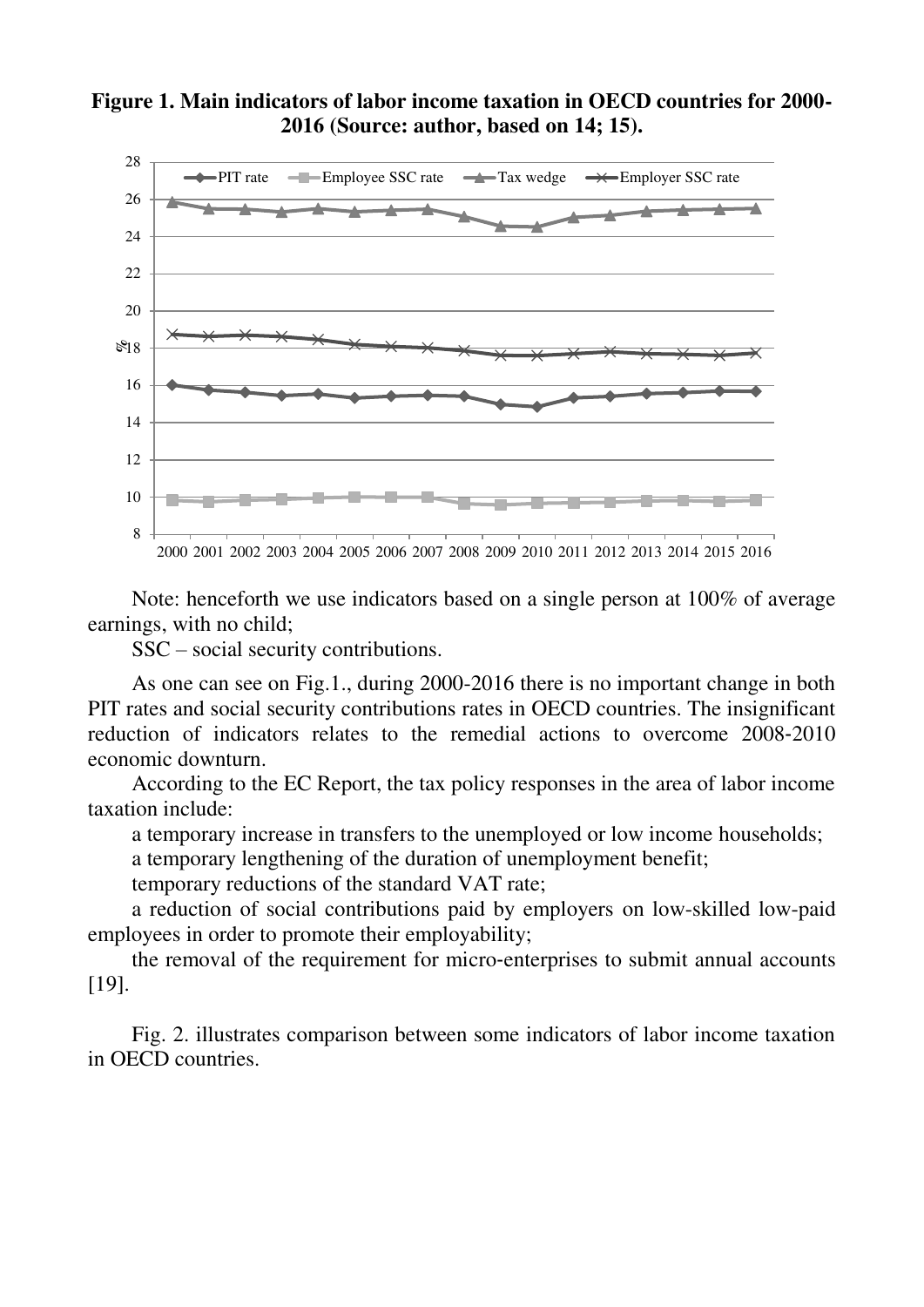**Figure 1. Main indicators of labor income taxation in OECD countries for 2000-2016 (Source: author, based on 14; 15).**

Note: henceforth we use indicators based on a single person at 100% of average earnings, with no child;

SSC – social security contributions.

As one can see on Fig.1., during 2000-2016 there is no important change in both PIT rates and social security contributions rates in OECD countries. The insignificant reduction of indicators relates to the remedial actions to overcome 2008-2010 economic downturn.

According to the EC Report, the tax policy responses in the area of labor income taxation include:

a temporary increase in transfers to the unemployed or low income households;

a temporary lengthening of the duration of unemployment benefit;

temporary reductions of the standard VAT rate;

a reduction of social contributions paid by employers on low-skilled low-paid employees in order to promote their employability;

the removal of the requirement for micro-enterprises to submit annual accounts [19].

Fig. 2. illustrates comparison between some indicators of labor income taxation in OECD countries.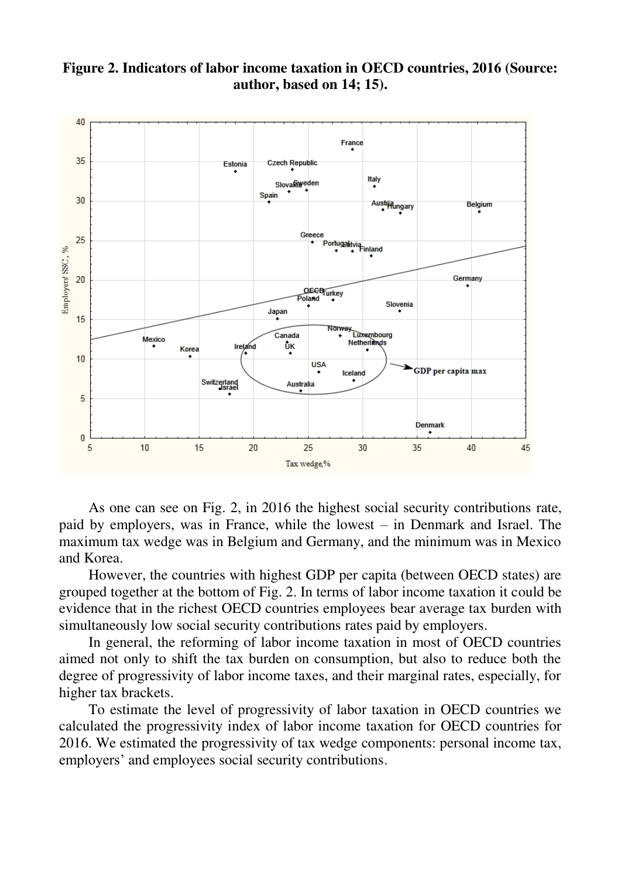**Figure 2. Indicators of labor income taxation in OECD countries, 2016 (Source: author, based on 14; 15).**

As one can see on Fig. 2, in 2016 the highest social security contributions rate, paid by employers, was in France, while the lowest – in Denmark and Israel. The maximum tax wedge was in Belgium and Germany, and the minimum was in Mexico and Korea.

However, the countries with highest GDP per capita (between OECD states) are grouped together at the bottom of Fig. 2. In terms of labor income taxation it could be evidence that in the richest OECD countries employees bear average tax burden with simultaneously low social security contributions rates paid by employers.

In general, the reforming of labor income taxation in most of OECD countries aimed not only to shift the tax burden on consumption, but also to reduce both the degree of progressivity of labor income taxes, and their marginal rates, especially, for higher tax brackets.

To estimate the level of progressivity of labor taxation in OECD countries we calculated the progressivity index of labor income taxation for OECD countries for 2016. We estimated the progressivity of tax wedge components: personal income tax, employers' and employees social security contributions.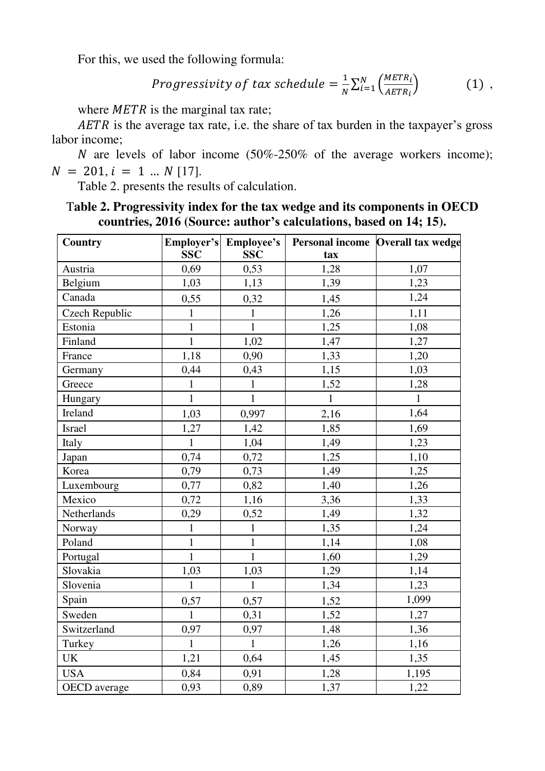For this, we used the following formula:

$$Progressivity\ of\ tax\ schedule = \frac{1}{N}\sum_{i=1}^{N}\left(\frac{METR_i}{AETR_i}\right) \qquad (1)\ ,$$

where $METR$ is the marginal tax rate;

$AETR$ is the average tax rate, i.e. the share of tax burden in the taxpayer's gross labor income;

$N$ are levels of labor income (50%-250% of the average workers income); $N = 201, i = 1 \dots N$ [17].

Table 2. presents the results of calculation.

**Table 2. Progressivity index for the tax wedge and its components in OECD countries, 2016 (Source: author's calculations, based on 14; 15).**

| Country | Employer's SSC | Employee's SSC | Personal income tax | Overall tax wedge |
|---|---|---|---|---|
| Austria | 0,69 | 0,53 | 1,28 | 1,07 |
| Belgium | 1,03 | 1,13 | 1,39 | 1,23 |
| Canada | 0,55 | 0,32 | 1,45 | 1,24 |
| Czech Republic | 1 | 1 | 1,26 | 1,11 |
| Estonia | 1 | 1 | 1,25 | 1,08 |
| Finland | 1 | 1,02 | 1,47 | 1,27 |
| France | 1,18 | 0,90 | 1,33 | 1,20 |
| Germany | 0,44 | 0,43 | 1,15 | 1,03 |
| Greece | 1 | 1 | 1,52 | 1,28 |
| Hungary | 1 | 1 | 1 | 1 |
| Ireland | 1,03 | 0,997 | 2,16 | 1,64 |
| Israel | 1,27 | 1,42 | 1,85 | 1,69 |
| Italy | 1 | 1,04 | 1,49 | 1,23 |
| Japan | 0,74 | 0,72 | 1,25 | 1,10 |
| Korea | 0,79 | 0,73 | 1,49 | 1,25 |
| Luxembourg | 0,77 | 0,82 | 1,40 | 1,26 |
| Mexico | 0,72 | 1,16 | 3,36 | 1,33 |
| Netherlands | 0,29 | 0,52 | 1,49 | 1,32 |
| Norway | 1 | 1 | 1,35 | 1,24 |
| Poland | 1 | 1 | 1,14 | 1,08 |
| Portugal | 1 | 1 | 1,60 | 1,29 |
| Slovakia | 1,03 | 1,03 | 1,29 | 1,14 |
| Slovenia | 1 | 1 | 1,34 | 1,23 |
| Spain | 0,57 | 0,57 | 1,52 | 1,099 |
| Sweden | 1 | 0,31 | 1,52 | 1,27 |
| Switzerland | 0,97 | 0,97 | 1,48 | 1,36 |
| Turkey | 1 | 1 | 1,26 | 1,16 |
| UK | 1,21 | 0,64 | 1,45 | 1,35 |
| USA | 0,84 | 0,91 | 1,28 | 1,195 |
| OECD average | 0,93 | 0,89 | 1,37 | 1,22 |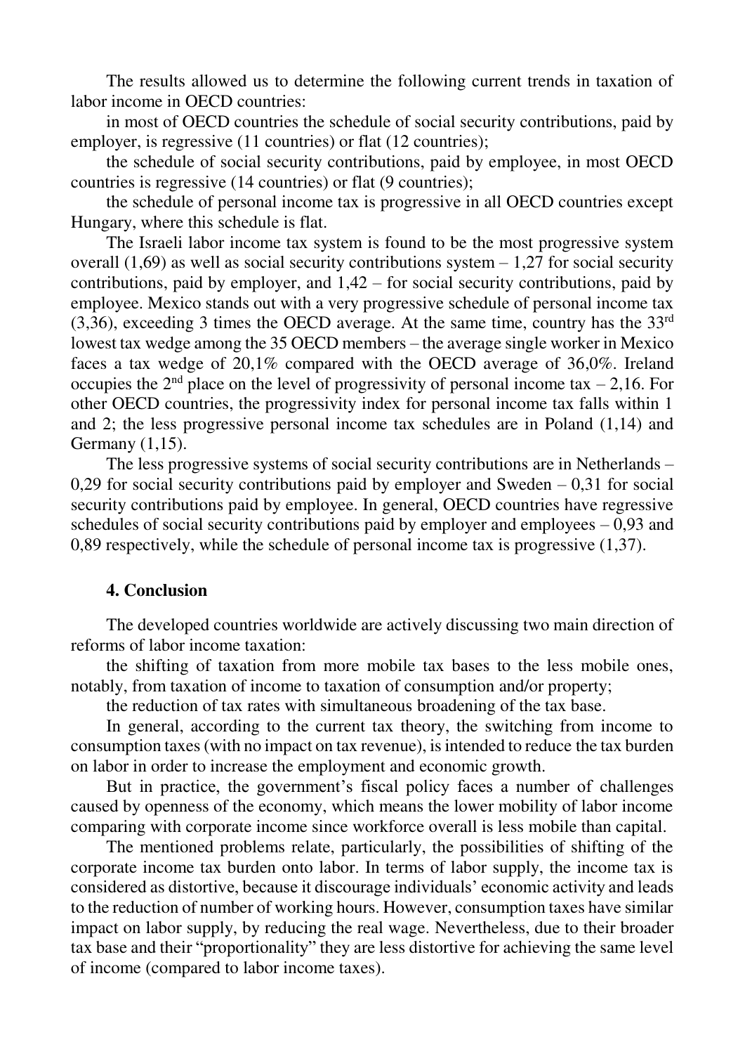The results allowed us to determine the following current trends in taxation of labor income in OECD countries:

in most of OECD countries the schedule of social security contributions, paid by employer, is regressive (11 countries) or flat (12 countries);

the schedule of social security contributions, paid by employee, in most OECD countries is regressive (14 countries) or flat (9 countries);

the schedule of personal income tax is progressive in all OECD countries except Hungary, where this schedule is flat.

The Israeli labor income tax system is found to be the most progressive system overall (1,69) as well as social security contributions system – 1,27 for social security contributions, paid by employer, and 1,42 – for social security contributions, paid by employee. Mexico stands out with a very progressive schedule of personal income tax (3,36), exceeding 3 times the OECD average. At the same time, country has the 33rd lowest tax wedge among the 35 OECD members – the average single worker in Mexico faces a tax wedge of 20,1% compared with the OECD average of 36,0%. Ireland occupies the 2nd place on the level of progressivity of personal income tax – 2,16. For other OECD countries, the progressivity index for personal income tax falls within 1 and 2; the less progressive personal income tax schedules are in Poland (1,14) and Germany (1,15).

The less progressive systems of social security contributions are in Netherlands – 0,29 for social security contributions paid by employer and Sweden – 0,31 for social security contributions paid by employee. In general, OECD countries have regressive schedules of social security contributions paid by employer and employees – 0,93 and 0,89 respectively, while the schedule of personal income tax is progressive (1,37).

## 4. Conclusion

The developed countries worldwide are actively discussing two main direction of reforms of labor income taxation:

the shifting of taxation from more mobile tax bases to the less mobile ones, notably, from taxation of income to taxation of consumption and/or property;

the reduction of tax rates with simultaneous broadening of the tax base.

In general, according to the current tax theory, the switching from income to consumption taxes (with no impact on tax revenue), is intended to reduce the tax burden on labor in order to increase the employment and economic growth.

But in practice, the government's fiscal policy faces a number of challenges caused by openness of the economy, which means the lower mobility of labor income comparing with corporate income since workforce overall is less mobile than capital.

The mentioned problems relate, particularly, the possibilities of shifting of the corporate income tax burden onto labor. In terms of labor supply, the income tax is considered as distortive, because it discourage individuals' economic activity and leads to the reduction of number of working hours. However, consumption taxes have similar impact on labor supply, by reducing the real wage. Nevertheless, due to their broader tax base and their "proportionality" they are less distortive for achieving the same level of income (compared to labor income taxes).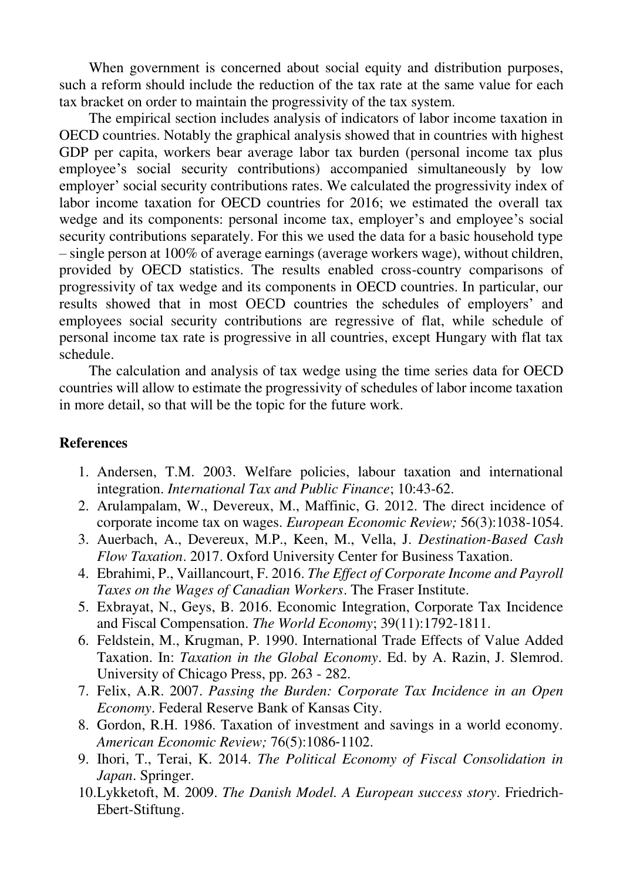When government is concerned about social equity and distribution purposes, such a reform should include the reduction of the tax rate at the same value for each tax bracket on order to maintain the progressivity of the tax system.

The empirical section includes analysis of indicators of labor income taxation in OECD countries. Notably the graphical analysis showed that in countries with highest GDP per capita, workers bear average labor tax burden (personal income tax plus employee's social security contributions) accompanied simultaneously by low employer' social security contributions rates. We calculated the progressivity index of labor income taxation for OECD countries for 2016; we estimated the overall tax wedge and its components: personal income tax, employer's and employee's social security contributions separately. For this we used the data for a basic household type – single person at 100% of average earnings (average workers wage), without children, provided by OECD statistics. The results enabled cross-country comparisons of progressivity of tax wedge and its components in OECD countries. In particular, our results showed that in most OECD countries the schedules of employers' and employees social security contributions are regressive of flat, while schedule of personal income tax rate is progressive in all countries, except Hungary with flat tax schedule.

The calculation and analysis of tax wedge using the time series data for OECD countries will allow to estimate the progressivity of schedules of labor income taxation in more detail, so that will be the topic for the future work.

## References

1. Andersen, T.M. 2003. Welfare policies, labour taxation and international integration. *International Tax and Public Finance*; 10:43-62.
2. Arulampalam, W., Devereux, M., Maffinic, G. 2012. The direct incidence of corporate income tax on wages. *European Economic Review;* 56(3):1038-1054.
3. Auerbach, A., Devereux, M.P., Keen, M., Vella, J. *Destination-Based Cash Flow Taxation*. 2017. Oxford University Center for Business Taxation.
4. Ebrahimi, P., Vaillancourt, F. 2016. *The Effect of Corporate Income and Payroll Taxes on the Wages of Canadian Workers*. The Fraser Institute.
5. Exbrayat, N., Geys, B. 2016. Economic Integration, Corporate Tax Incidence and Fiscal Compensation. *The World Economy*; 39(11):1792-1811.
6. Feldstein, M., Krugman, P. 1990. International Trade Effects of Value Added Taxation. In: *Taxation in the Global Economy*. Ed. by A. Razin, J. Slemrod. University of Chicago Press, pp. 263 - 282.
7. Felix, A.R. 2007. *Passing the Burden: Corporate Tax Incidence in an Open Economy*. Federal Reserve Bank of Kansas City.
8. Gordon, R.H. 1986. Taxation of investment and savings in a world economy. *American Economic Review;* 76(5):1086-1102.
9. Ihori, T., Terai, K. 2014. *The Political Economy of Fiscal Consolidation in Japan*. Springer.
10. Lykketoft, M. 2009. *The Danish Model. A European success story*. Friedrich-Ebert-Stiftung.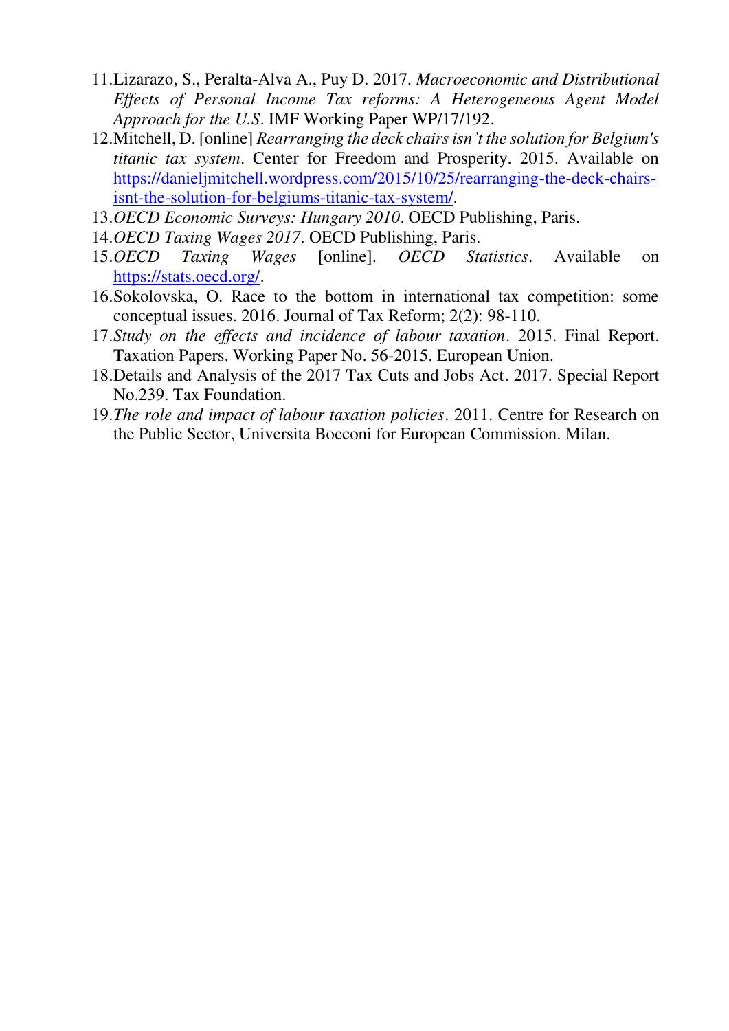11. Lizarazo, S., Peralta-Alva A., Puy D. 2017. *Macroeconomic and Distributional Effects of Personal Income Tax reforms: A Heterogeneous Agent Model Approach for the U.S*. IMF Working Paper WP/17/192.
12. Mitchell, D. [online] *Rearranging the deck chairs isn't the solution for Belgium's titanic tax system*. Center for Freedom and Prosperity. 2015. Available on https://danieljmitchell.wordpress.com/2015/10/25/rearranging-the-deck-chairs-isnt-the-solution-for-belgiums-titanic-tax-system/.
13. *OECD Economic Surveys: Hungary 2010*. OECD Publishing, Paris.
14. *OECD Taxing Wages 2017*. OECD Publishing, Paris.
15. *OECD Taxing Wages* [online]. *OECD Statistics*. Available on https://stats.oecd.org/.
16. Sokolovska, O. Race to the bottom in international tax competition: some conceptual issues. 2016. Journal of Tax Reform; 2(2): 98-110.
17. *Study on the effects and incidence of labour taxation*. 2015. Final Report. Taxation Papers. Working Paper No. 56-2015. European Union.
18. Details and Analysis of the 2017 Tax Cuts and Jobs Act. 2017. Special Report No.239. Tax Foundation.
19. *The role and impact of labour taxation policies*. 2011. Centre for Research on the Public Sector, Universita Bocconi for European Commission. Milan.